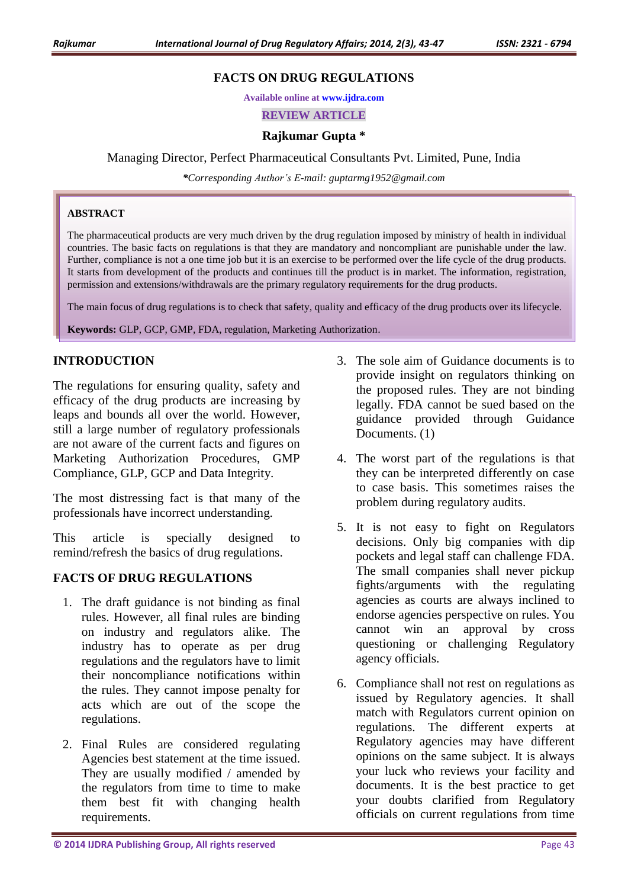# FACTS ON DRUG REGULATIONS

Available online at www.ijdra.com

REVIEW ARTICLE

**Rajkumar Gupta \***

Managing Director, Perfect Pharmaceutical Consultants Pvt. Limited, Pune, India

*\*Corresponding Author's E-mail: guptarmg1952@gmail.com*

## ABSTRACT

The pharmaceutical products are very much driven by the drug regulation imposed by ministry of health in individual countries. The basic facts on regulations is that they are mandatory and noncompliant are punishable under the law. Further, compliance is not a one time job but it is an exercise to be performed over the life cycle of the drug products. It starts from development of the products and continues till the product is in market. The information, registration, permission and extensions/withdrawals are the primary regulatory requirements for the drug products.

The main focus of drug regulations is to check that safety, quality and efficacy of the drug products over its lifecycle.

**Keywords:** GLP, GCP, GMP, FDA, regulation, Marketing Authorization.

## INTRODUCTION

The regulations for ensuring quality, safety and efficacy of the drug products are increasing by leaps and bounds all over the world. However, still a large number of regulatory professionals are not aware of the current facts and figures on Marketing Authorization Procedures, GMP Compliance, GLP, GCP and Data Integrity.

The most distressing fact is that many of the professionals have incorrect understanding.

This article is specially designed to remind/refresh the basics of drug regulations.

## FACTS OF DRUG REGULATIONS

1. The draft guidance is not binding as final rules. However, all final rules are binding on industry and regulators alike. The industry has to operate as per drug regulations and the regulators have to limit their noncompliance notifications within the rules. They cannot impose penalty for acts which are out of the scope the regulations.

2. Final Rules are considered regulating Agencies best statement at the time issued. They are usually modified / amended by the regulators from time to time to make them best fit with changing health requirements.

3. The sole aim of Guidance documents is to provide insight on regulators thinking on the proposed rules. They are not binding legally. FDA cannot be sued based on the guidance provided through Guidance Documents. (1)

4. The worst part of the regulations is that they can be interpreted differently on case to case basis. This sometimes raises the problem during regulatory audits.

5. It is not easy to fight on Regulators decisions. Only big companies with dip pockets and legal staff can challenge FDA. The small companies shall never pickup fights/arguments with the regulating agencies as courts are always inclined to endorse agencies perspective on rules. You cannot win an approval by cross questioning or challenging Regulatory agency officials.

6. Compliance shall not rest on regulations as issued by Regulatory agencies. It shall match with Regulators current opinion on regulations. The different experts at Regulatory agencies may have different opinions on the same subject. It is always your luck who reviews your facility and documents. It is the best practice to get your doubts clarified from Regulatory officials on current regulations from time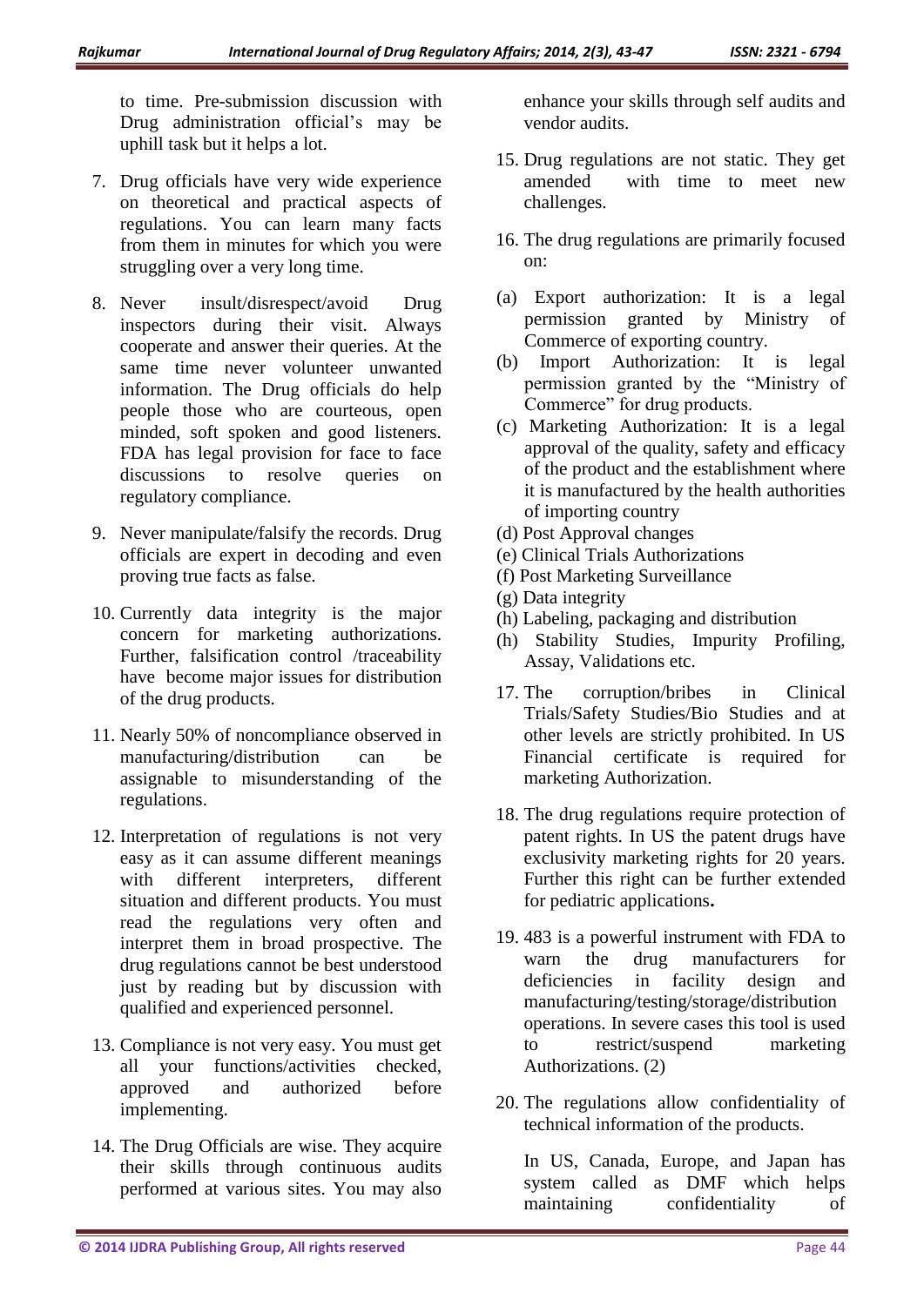to time. Pre-submission discussion with Drug administration official's may be uphill task but it helps a lot.

7. Drug officials have very wide experience on theoretical and practical aspects of regulations. You can learn many facts from them in minutes for which you were struggling over a very long time.

8. Never insult/disrespect/avoid Drug inspectors during their visit. Always cooperate and answer their queries. At the same time never volunteer unwanted information. The Drug officials do help people those who are courteous, open minded, soft spoken and good listeners. FDA has legal provision for face to face discussions to resolve queries on regulatory compliance.

9. Never manipulate/falsify the records. Drug officials are expert in decoding and even proving true facts as false.

10. Currently data integrity is the major concern for marketing authorizations. Further, falsification control /traceability have become major issues for distribution of the drug products.

11. Nearly 50% of noncompliance observed in manufacturing/distribution can be assignable to misunderstanding of the regulations.

12. Interpretation of regulations is not very easy as it can assume different meanings with different interpreters, different situation and different products. You must read the regulations very often and interpret them in broad prospective. The drug regulations cannot be best understood just by reading but by discussion with qualified and experienced personnel.

13. Compliance is not very easy. You must get all your functions/activities checked, approved and authorized before implementing.

14. The Drug Officials are wise. They acquire their skills through continuous audits performed at various sites. You may also enhance your skills through self audits and vendor audits.

15. Drug regulations are not static. They get amended with time to meet new challenges.

16. The drug regulations are primarily focused on:

(a) Export authorization: It is a legal permission granted by Ministry of Commerce of exporting country.
(b) Import Authorization: It is legal permission granted by the "Ministry of Commerce" for drug products.
(c) Marketing Authorization: It is a legal approval of the quality, safety and efficacy of the product and the establishment where it is manufactured by the health authorities of importing country
(d) Post Approval changes
(e) Clinical Trials Authorizations
(f) Post Marketing Surveillance
(g) Data integrity
(h) Labeling, packaging and distribution
(h) Stability Studies, Impurity Profiling, Assay, Validations etc.

17. The corruption/bribes in Clinical Trials/Safety Studies/Bio Studies and at other levels are strictly prohibited. In US Financial certificate is required for marketing Authorization.

18. The drug regulations require protection of patent rights. In US the patent drugs have exclusivity marketing rights for 20 years. Further this right can be further extended for pediatric applications**.**

19. 483 is a powerful instrument with FDA to warn the drug manufacturers for deficiencies in facility design and manufacturing/testing/storage/distribution operations. In severe cases this tool is used to restrict/suspend marketing Authorizations. (2)

20. The regulations allow confidentiality of technical information of the products.

    In US, Canada, Europe, and Japan has system called as DMF which helps maintaining confidentiality of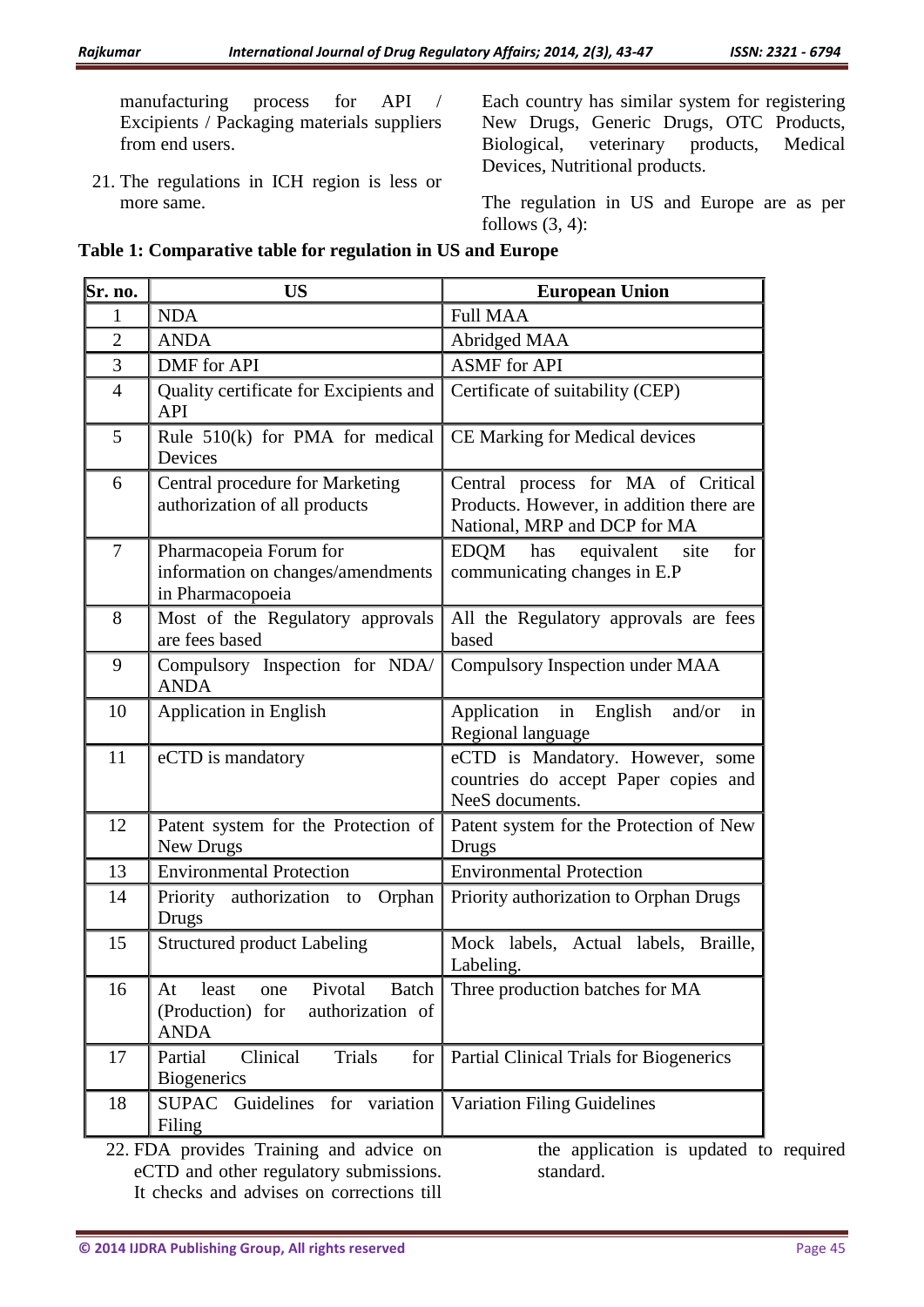manufacturing process for API / Excipients / Packaging materials suppliers from end users.

21. The regulations in ICH region is less or more same.

Each country has similar system for registering New Drugs, Generic Drugs, OTC Products, Biological, veterinary products, Medical Devices, Nutritional products.

The regulation in US and Europe are as per follows (3, 4):

**Table 1: Comparative table for regulation in US and Europe**

| Sr. no. | US | European Union |
|---|---|---|
| 1 | NDA | Full MAA |
| 2 | ANDA | Abridged MAA |
| 3 | DMF for API | ASMF for API |
| 4 | Quality certificate for Excipients and API | Certificate of suitability (CEP) |
| 5 | Rule 510(k) for PMA for medical Devices | CE Marking for Medical devices |
| 6 | Central procedure for Marketing authorization of all products | Central process for MA of Critical Products. However, in addition there are National, MRP and DCP for MA |
| 7 | Pharmacopeia Forum for information on changes/amendments in Pharmacopoeia | EDQM has equivalent site for communicating changes in E.P |
| 8 | Most of the Regulatory approvals are fees based | All the Regulatory approvals are fees based |
| 9 | Compulsory Inspection for NDA/ ANDA | Compulsory Inspection under MAA |
| 10 | Application in English | Application in English and/or in Regional language |
| 11 | eCTD is mandatory | eCTD is Mandatory. However, some countries do accept Paper copies and NeeS documents. |
| 12 | Patent system for the Protection of New Drugs | Patent system for the Protection of New Drugs |
| 13 | Environmental Protection | Environmental Protection |
| 14 | Priority authorization to Orphan Drugs | Priority authorization to Orphan Drugs |
| 15 | Structured product Labeling | Mock labels, Actual labels, Braille, Labeling. |
| 16 | At least one Pivotal Batch (Production) for authorization of ANDA | Three production batches for MA |
| 17 | Partial Clinical Trials for Biogenerics | Partial Clinical Trials for Biogenerics |
| 18 | SUPAC Guidelines for variation Filing | Variation Filing Guidelines |

22. FDA provides Training and advice on eCTD and other regulatory submissions. It checks and advises on corrections till the application is updated to required standard.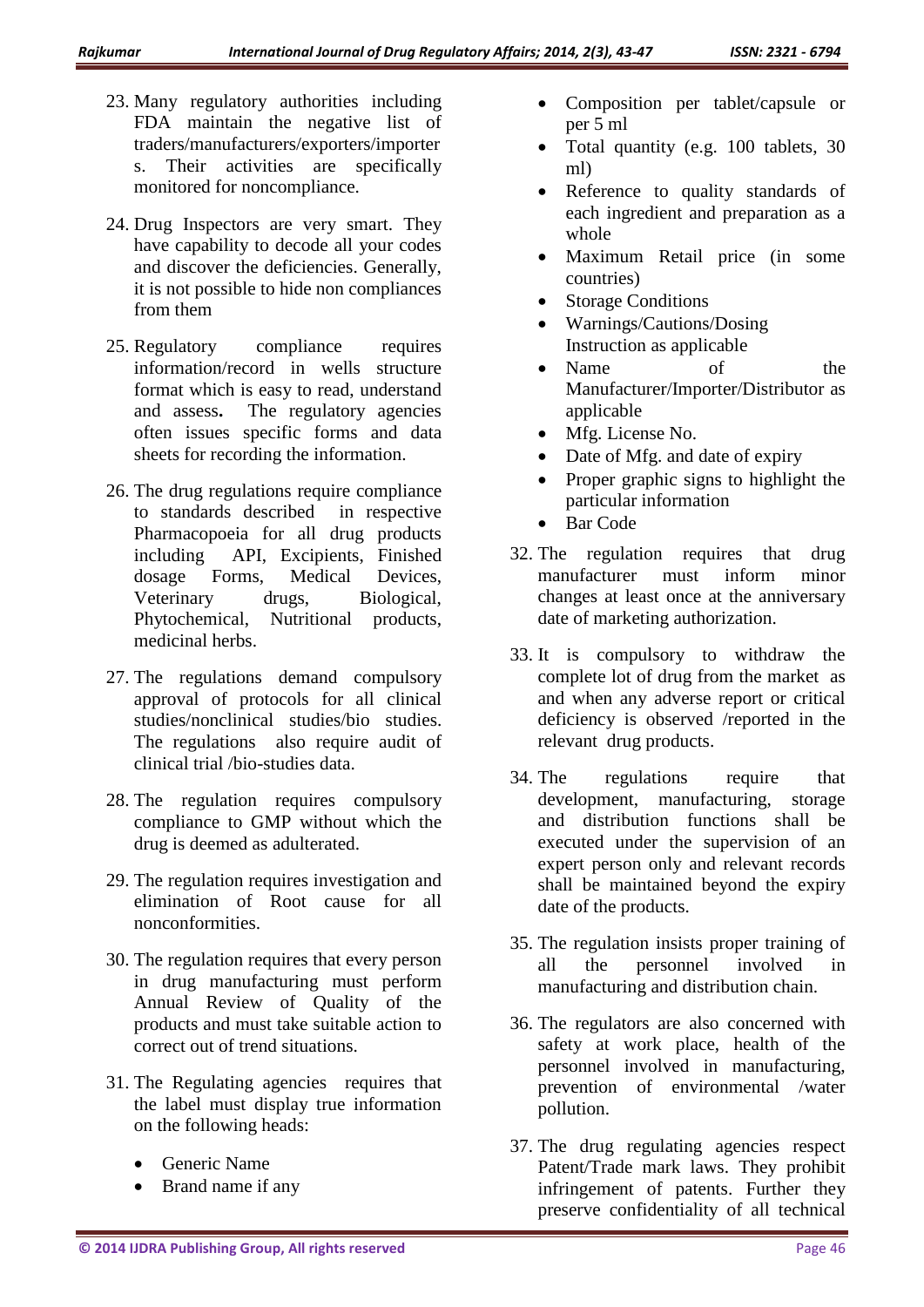23. Many regulatory authorities including FDA maintain the negative list of traders/manufacturers/exporters/importers. Their activities are specifically monitored for noncompliance.

24. Drug Inspectors are very smart. They have capability to decode all your codes and discover the deficiencies. Generally, it is not possible to hide non compliances from them

25. Regulatory compliance requires information/record in wells structure format which is easy to read, understand and assess**.** The regulatory agencies often issues specific forms and data sheets for recording the information.

26. The drug regulations require compliance to standards described in respective Pharmacopoeia for all drug products including API, Excipients, Finished dosage Forms, Medical Devices, Veterinary drugs, Biological, Phytochemical, Nutritional products, medicinal herbs.

27. The regulations demand compulsory approval of protocols for all clinical studies/nonclinical studies/bio studies. The regulations also require audit of clinical trial /bio-studies data.

28. The regulation requires compulsory compliance to GMP without which the drug is deemed as adulterated.

29. The regulation requires investigation and elimination of Root cause for all nonconformities.

30. The regulation requires that every person in drug manufacturing must perform Annual Review of Quality of the products and must take suitable action to correct out of trend situations.

31. The Regulating agencies requires that the label must display true information on the following heads:

    - Generic Name
    - Brand name if any
    - Composition per tablet/capsule or per 5 ml
    - Total quantity (e.g. 100 tablets, 30 ml)
    - Reference to quality standards of each ingredient and preparation as a whole
    - Maximum Retail price (in some countries)
    - Storage Conditions
    - Warnings/Cautions/Dosing Instruction as applicable
    - Name of the Manufacturer/Importer/Distributor as applicable
    - Mfg. License No.
    - Date of Mfg. and date of expiry
    - Proper graphic signs to highlight the particular information
    - Bar Code

32. The regulation requires that drug manufacturer must inform minor changes at least once at the anniversary date of marketing authorization.

33. It is compulsory to withdraw the complete lot of drug from the market as and when any adverse report or critical deficiency is observed /reported in the relevant drug products.

34. The regulations require that development, manufacturing, storage and distribution functions shall be executed under the supervision of an expert person only and relevant records shall be maintained beyond the expiry date of the products.

35. The regulation insists proper training of all the personnel involved in manufacturing and distribution chain.

36. The regulators are also concerned with safety at work place, health of the personnel involved in manufacturing, prevention of environmental /water pollution.

37. The drug regulating agencies respect Patent/Trade mark laws. They prohibit infringement of patents. Further they preserve confidentiality of all technical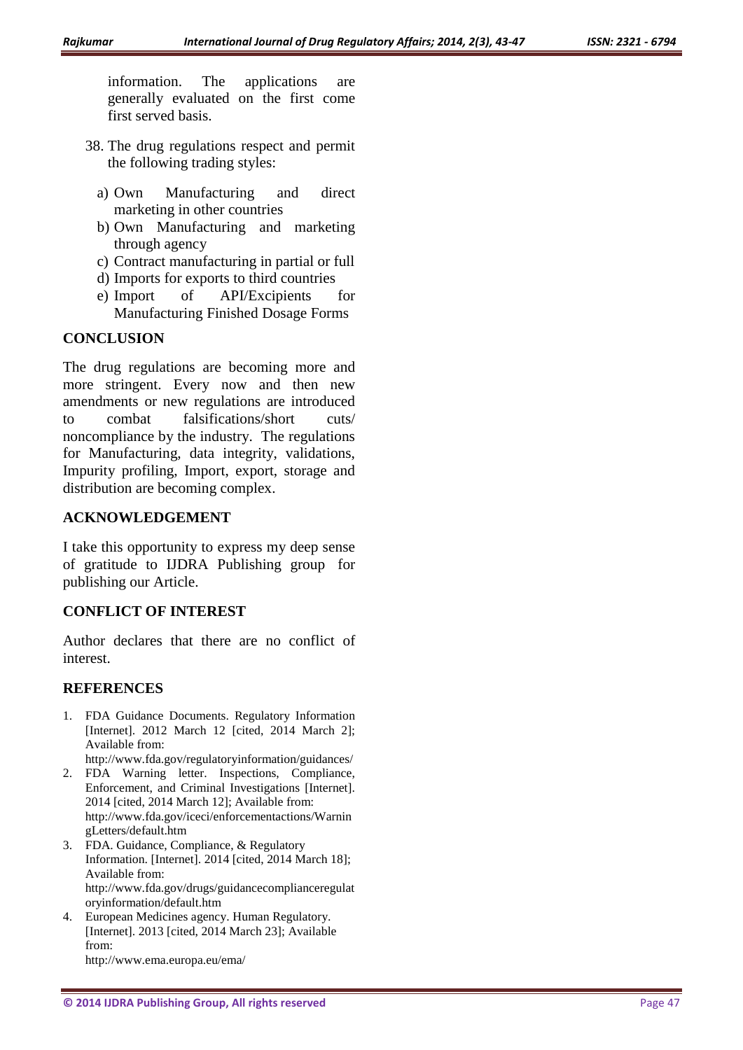information. The applications are generally evaluated on the first come first served basis.

38. The drug regulations respect and permit the following trading styles:
    a) Own Manufacturing and direct marketing in other countries
    b) Own Manufacturing and marketing through agency
    c) Contract manufacturing in partial or full
    d) Imports for exports to third countries
    e) Import of API/Excipients for Manufacturing Finished Dosage Forms

## CONCLUSION

The drug regulations are becoming more and more stringent. Every now and then new amendments or new regulations are introduced to combat falsifications/short cuts/ noncompliance by the industry. The regulations for Manufacturing, data integrity, validations, Impurity profiling, Import, export, storage and distribution are becoming complex.

## ACKNOWLEDGEMENT

I take this opportunity to express my deep sense of gratitude to IJDRA Publishing group for publishing our Article.

## CONFLICT OF INTEREST

Author declares that there are no conflict of interest.

## REFERENCES

1. FDA Guidance Documents. Regulatory Information [Internet]. 2012 March 12 [cited, 2014 March 2]; Available from: http://www.fda.gov/regulatoryinformation/guidances/
2. FDA Warning letter. Inspections, Compliance, Enforcement, and Criminal Investigations [Internet]. 2014 [cited, 2014 March 12]; Available from: http://www.fda.gov/iceci/enforcementactions/WarningLetters/default.htm
3. FDA. Guidance, Compliance, & Regulatory Information. [Internet]. 2014 [cited, 2014 March 18]; Available from: http://www.fda.gov/drugs/guidancecomplianceregulatoryinformation/default.htm
4. European Medicines agency. Human Regulatory. [Internet]. 2013 [cited, 2014 March 23]; Available from: http://www.ema.europa.eu/ema/